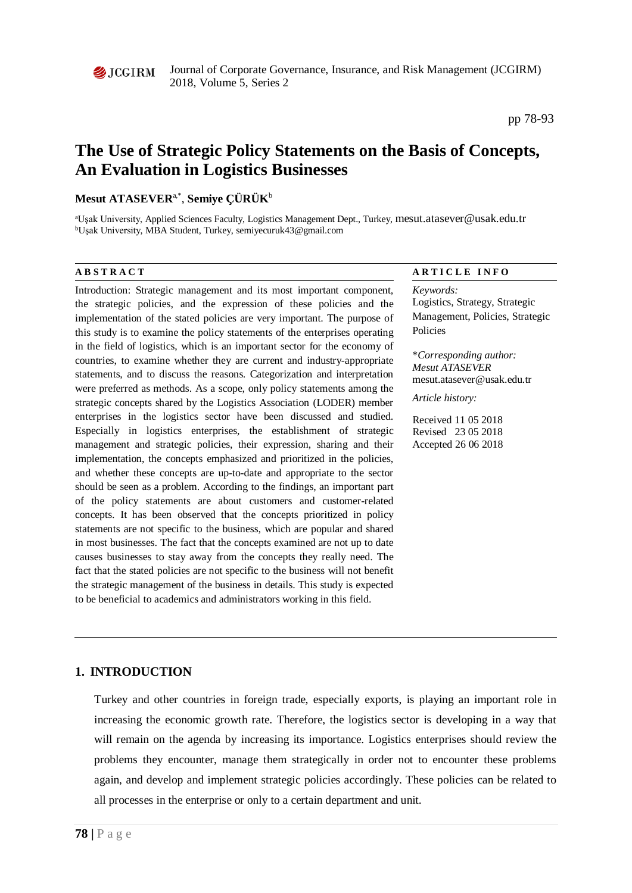# The Use of Strategic Policy Statements on the Basis of Concepts, An Evaluation in Logistics Businesses

**Mesut ATASEVER**[a,*], **Semiye ÇÜRÜK**[b]

[a]Uşak University, Applied Sciences Faculty, Logistics Management Dept., Turkey, mesut.atasever@usak.edu.tr
[b]Uşak University, MBA Student, Turkey, semiyecuruk43@gmail.com

**ABSTRACT**

Introduction: Strategic management and its most important component, the strategic policies, and the expression of these policies and the implementation of the stated policies are very important. The purpose of this study is to examine the policy statements of the enterprises operating in the field of logistics, which is an important sector for the economy of countries, to examine whether they are current and industry-appropriate statements, and to discuss the reasons. Categorization and interpretation were preferred as methods. As a scope, only policy statements among the strategic concepts shared by the Logistics Association (LODER) member enterprises in the logistics sector have been discussed and studied. Especially in logistics enterprises, the establishment of strategic management and strategic policies, their expression, sharing and their implementation, the concepts emphasized and prioritized in the policies, and whether these concepts are up-to-date and appropriate to the sector should be seen as a problem. According to the findings, an important part of the policy statements are about customers and customer-related concepts. It has been observed that the concepts prioritized in policy statements are not specific to the business, which are popular and shared in most businesses. The fact that the concepts examined are not up to date causes businesses to stay away from the concepts they really need. The fact that the stated policies are not specific to the business will not benefit the strategic management of the business in details. This study is expected to be beneficial to academics and administrators working in this field.

**ARTICLE INFO**

*Keywords:*
Logistics, Strategy, Strategic Management, Policies, Strategic Policies

\**Corresponding author:*
*Mesut ATASEVER*
mesut.atasever@usak.edu.tr

*Article history:*

Received 11 05 2018
Revised 23 05 2018
Accepted 26 06 2018

## 1. INTRODUCTION

Turkey and other countries in foreign trade, especially exports, is playing an important role in increasing the economic growth rate. Therefore, the logistics sector is developing in a way that will remain on the agenda by increasing its importance. Logistics enterprises should review the problems they encounter, manage them strategically in order not to encounter these problems again, and develop and implement strategic policies accordingly. These policies can be related to all processes in the enterprise or only to a certain department and unit.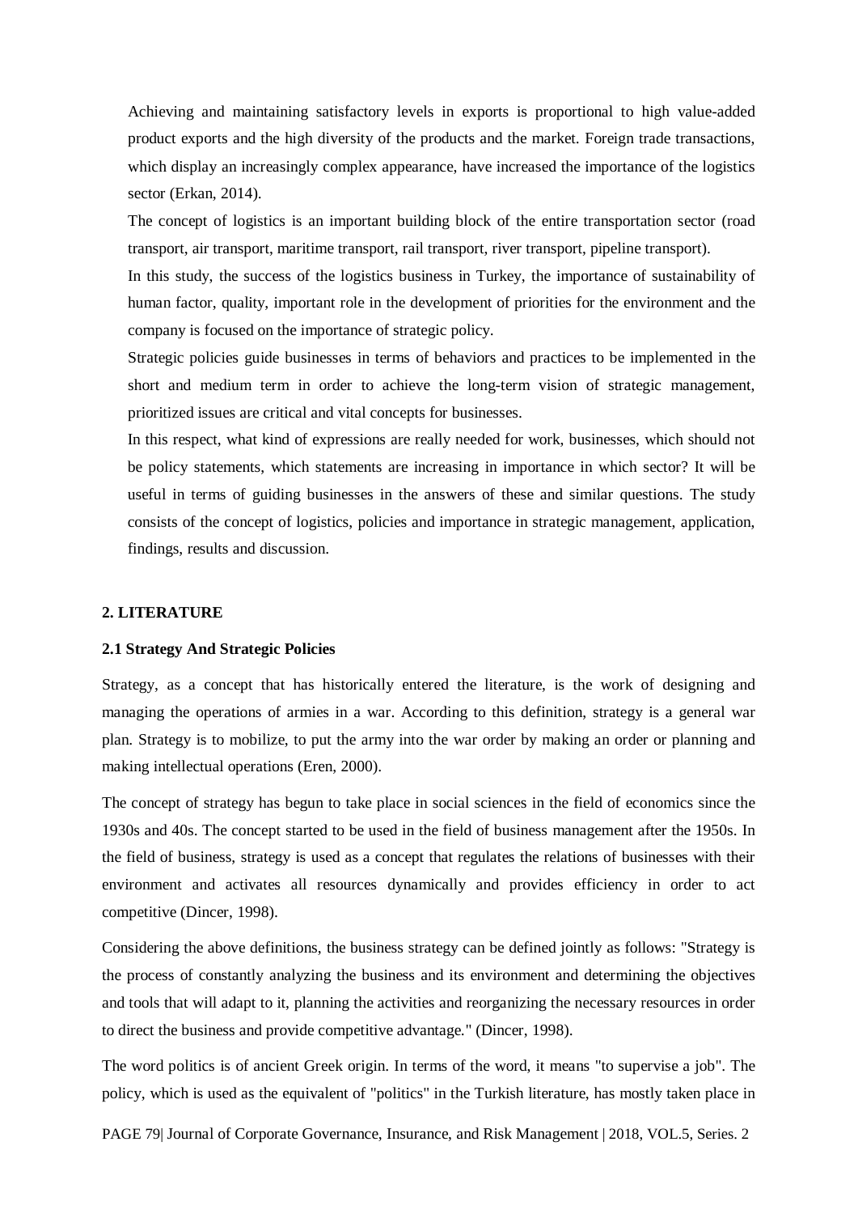Achieving and maintaining satisfactory levels in exports is proportional to high value-added product exports and the high diversity of the products and the market. Foreign trade transactions, which display an increasingly complex appearance, have increased the importance of the logistics sector (Erkan, 2014).

The concept of logistics is an important building block of the entire transportation sector (road transport, air transport, maritime transport, rail transport, river transport, pipeline transport).

In this study, the success of the logistics business in Turkey, the importance of sustainability of human factor, quality, important role in the development of priorities for the environment and the company is focused on the importance of strategic policy.

Strategic policies guide businesses in terms of behaviors and practices to be implemented in the short and medium term in order to achieve the long-term vision of strategic management, prioritized issues are critical and vital concepts for businesses.

In this respect, what kind of expressions are really needed for work, businesses, which should not be policy statements, which statements are increasing in importance in which sector? It will be useful in terms of guiding businesses in the answers of these and similar questions. The study consists of the concept of logistics, policies and importance in strategic management, application, findings, results and discussion.

## 2. LITERATURE

### 2.1 Strategy And Strategic Policies

Strategy, as a concept that has historically entered the literature, is the work of designing and managing the operations of armies in a war. According to this definition, strategy is a general war plan. Strategy is to mobilize, to put the army into the war order by making an order or planning and making intellectual operations (Eren, 2000).

The concept of strategy has begun to take place in social sciences in the field of economics since the 1930s and 40s. The concept started to be used in the field of business management after the 1950s. In the field of business, strategy is used as a concept that regulates the relations of businesses with their environment and activates all resources dynamically and provides efficiency in order to act competitive (Dincer, 1998).

Considering the above definitions, the business strategy can be defined jointly as follows: "Strategy is the process of constantly analyzing the business and its environment and determining the objectives and tools that will adapt to it, planning the activities and reorganizing the necessary resources in order to direct the business and provide competitive advantage." (Dincer, 1998).

The word politics is of ancient Greek origin. In terms of the word, it means "to supervise a job". The policy, which is used as the equivalent of "politics" in the Turkish literature, has mostly taken place in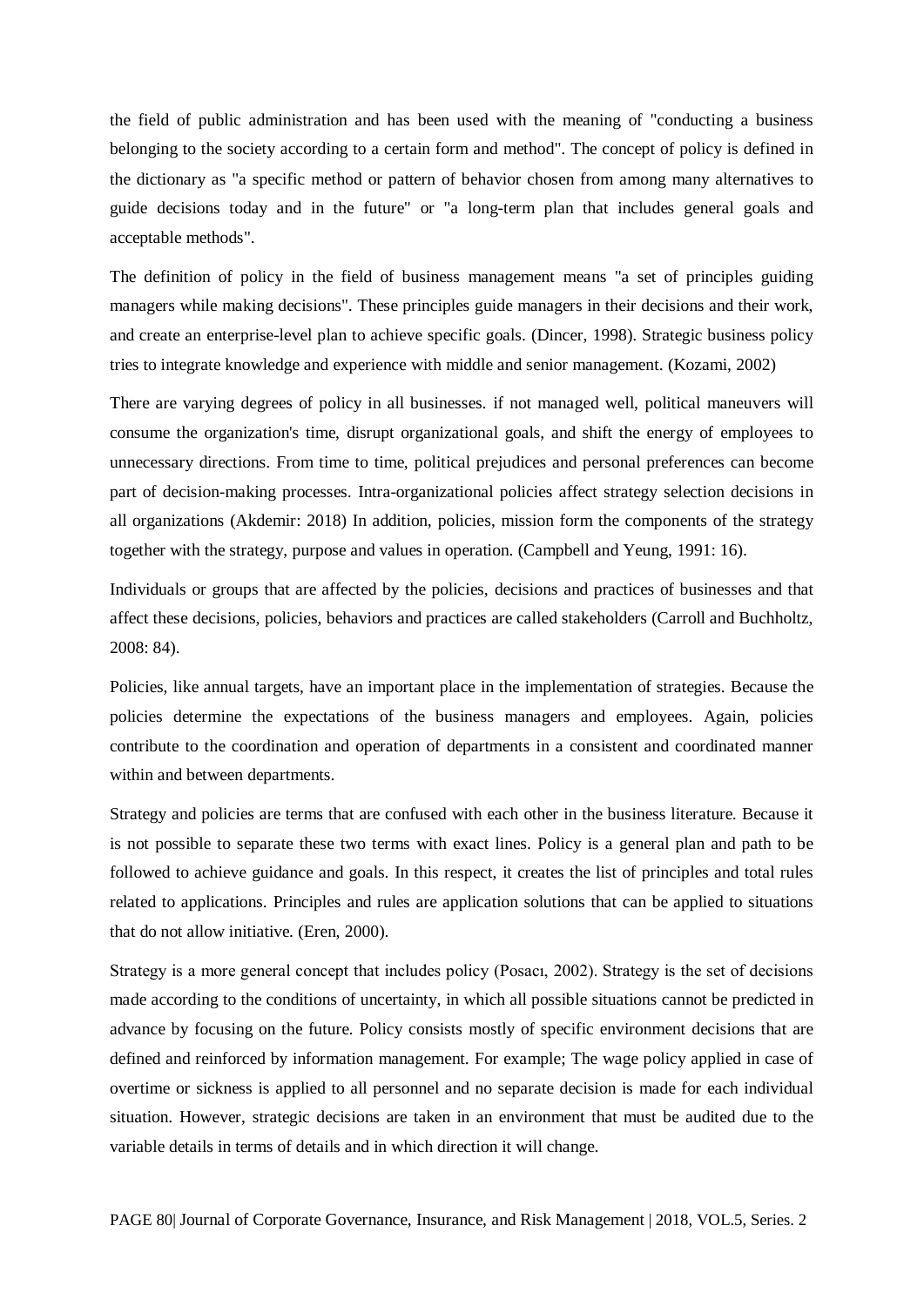the field of public administration and has been used with the meaning of "conducting a business belonging to the society according to a certain form and method". The concept of policy is defined in the dictionary as "a specific method or pattern of behavior chosen from among many alternatives to guide decisions today and in the future" or "a long-term plan that includes general goals and acceptable methods".

The definition of policy in the field of business management means "a set of principles guiding managers while making decisions". These principles guide managers in their decisions and their work, and create an enterprise-level plan to achieve specific goals. (Dincer, 1998). Strategic business policy tries to integrate knowledge and experience with middle and senior management. (Kozami, 2002)

There are varying degrees of policy in all businesses. if not managed well, political maneuvers will consume the organization's time, disrupt organizational goals, and shift the energy of employees to unnecessary directions. From time to time, political prejudices and personal preferences can become part of decision-making processes. Intra-organizational policies affect strategy selection decisions in all organizations (Akdemir: 2018) In addition, policies, mission form the components of the strategy together with the strategy, purpose and values in operation. (Campbell and Yeung, 1991: 16).

Individuals or groups that are affected by the policies, decisions and practices of businesses and that affect these decisions, policies, behaviors and practices are called stakeholders (Carroll and Buchholtz, 2008: 84).

Policies, like annual targets, have an important place in the implementation of strategies. Because the policies determine the expectations of the business managers and employees. Again, policies contribute to the coordination and operation of departments in a consistent and coordinated manner within and between departments.

Strategy and policies are terms that are confused with each other in the business literature. Because it is not possible to separate these two terms with exact lines. Policy is a general plan and path to be followed to achieve guidance and goals. In this respect, it creates the list of principles and total rules related to applications. Principles and rules are application solutions that can be applied to situations that do not allow initiative. (Eren, 2000).

Strategy is a more general concept that includes policy (Posacı, 2002). Strategy is the set of decisions made according to the conditions of uncertainty, in which all possible situations cannot be predicted in advance by focusing on the future. Policy consists mostly of specific environment decisions that are defined and reinforced by information management. For example; The wage policy applied in case of overtime or sickness is applied to all personnel and no separate decision is made for each individual situation. However, strategic decisions are taken in an environment that must be audited due to the variable details in terms of details and in which direction it will change.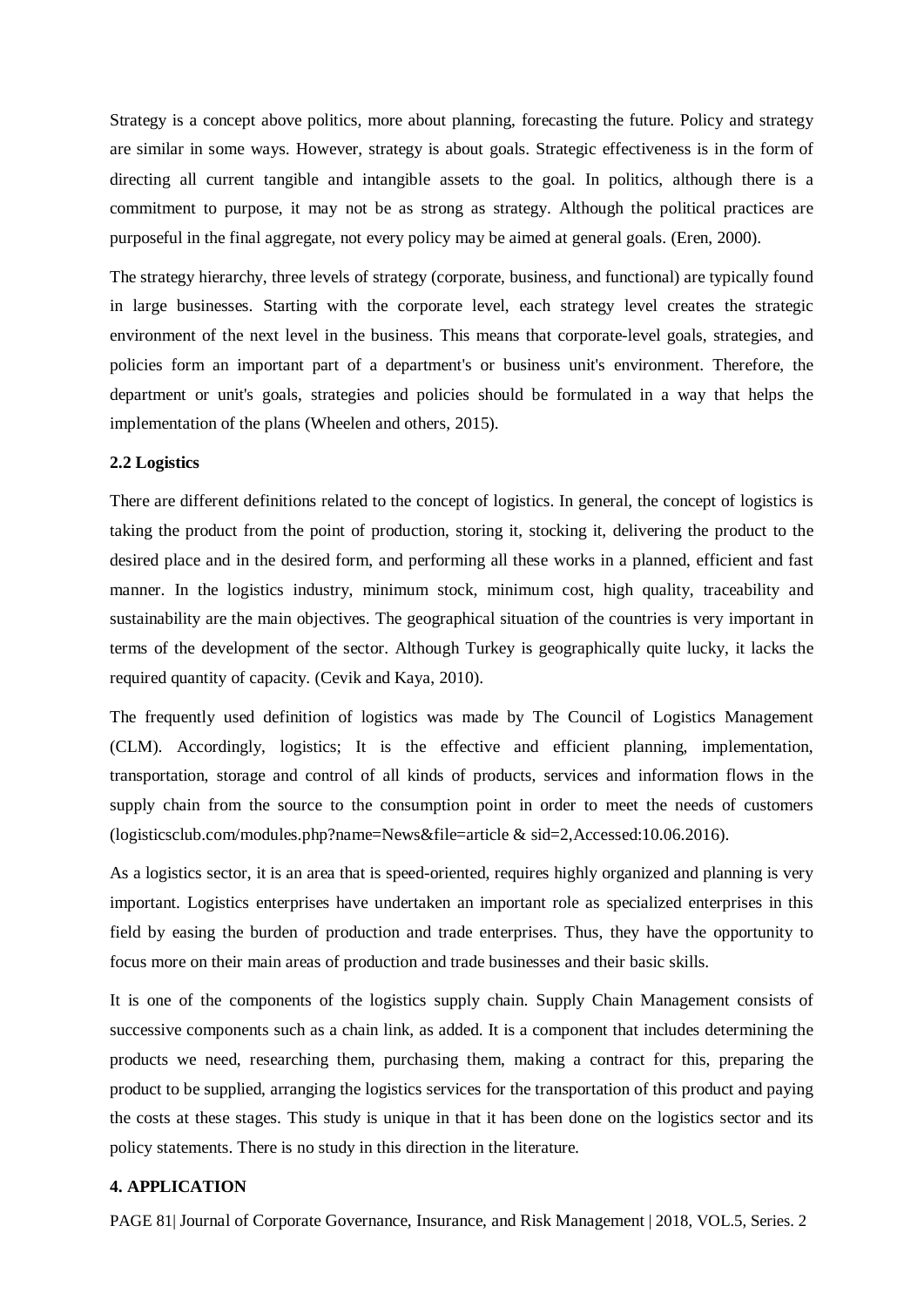Strategy is a concept above politics, more about planning, forecasting the future. Policy and strategy are similar in some ways. However, strategy is about goals. Strategic effectiveness is in the form of directing all current tangible and intangible assets to the goal. In politics, although there is a commitment to purpose, it may not be as strong as strategy. Although the political practices are purposeful in the final aggregate, not every policy may be aimed at general goals. (Eren, 2000).

The strategy hierarchy, three levels of strategy (corporate, business, and functional) are typically found in large businesses. Starting with the corporate level, each strategy level creates the strategic environment of the next level in the business. This means that corporate-level goals, strategies, and policies form an important part of a department's or business unit's environment. Therefore, the department or unit's goals, strategies and policies should be formulated in a way that helps the implementation of the plans (Wheelen and others, 2015).

### 2.2 Logistics

There are different definitions related to the concept of logistics. In general, the concept of logistics is taking the product from the point of production, storing it, stocking it, delivering the product to the desired place and in the desired form, and performing all these works in a planned, efficient and fast manner. In the logistics industry, minimum stock, minimum cost, high quality, traceability and sustainability are the main objectives. The geographical situation of the countries is very important in terms of the development of the sector. Although Turkey is geographically quite lucky, it lacks the required quantity of capacity. (Cevik and Kaya, 2010).

The frequently used definition of logistics was made by The Council of Logistics Management (CLM). Accordingly, logistics; It is the effective and efficient planning, implementation, transportation, storage and control of all kinds of products, services and information flows in the supply chain from the source to the consumption point in order to meet the needs of customers (logisticsclub.com/modules.php?name=News&file=article & sid=2,Accessed:10.06.2016).

As a logistics sector, it is an area that is speed-oriented, requires highly organized and planning is very important. Logistics enterprises have undertaken an important role as specialized enterprises in this field by easing the burden of production and trade enterprises. Thus, they have the opportunity to focus more on their main areas of production and trade businesses and their basic skills.

It is one of the components of the logistics supply chain. Supply Chain Management consists of successive components such as a chain link, as added. It is a component that includes determining the products we need, researching them, purchasing them, making a contract for this, preparing the product to be supplied, arranging the logistics services for the transportation of this product and paying the costs at these stages. This study is unique in that it has been done on the logistics sector and its policy statements. There is no study in this direction in the literature.

## 4. APPLICATION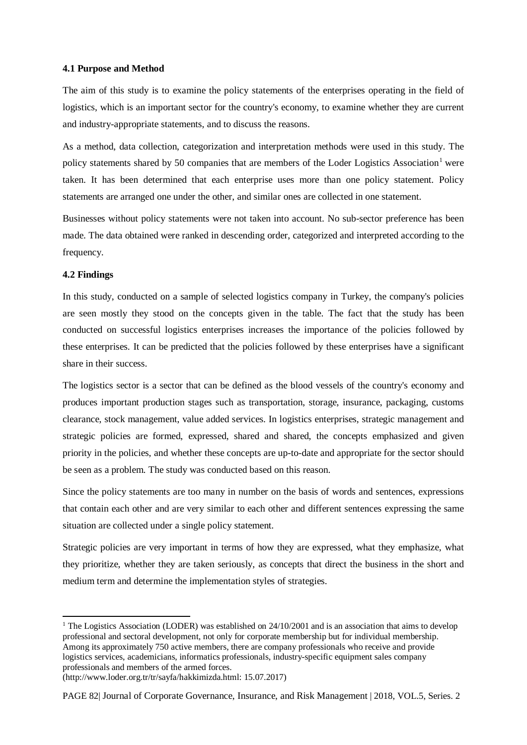**4.1 Purpose and Method**

The aim of this study is to examine the policy statements of the enterprises operating in the field of logistics, which is an important sector for the country's economy, to examine whether they are current and industry-appropriate statements, and to discuss the reasons.

As a method, data collection, categorization and interpretation methods were used in this study. The policy statements shared by 50 companies that are members of the Loder Logistics Association[1] were taken. It has been determined that each enterprise uses more than one policy statement. Policy statements are arranged one under the other, and similar ones are collected in one statement.

Businesses without policy statements were not taken into account. No sub-sector preference has been made. The data obtained were ranked in descending order, categorized and interpreted according to the frequency.

**4.2 Findings**

In this study, conducted on a sample of selected logistics company in Turkey, the company's policies are seen mostly they stood on the concepts given in the table. The fact that the study has been conducted on successful logistics enterprises increases the importance of the policies followed by these enterprises. It can be predicted that the policies followed by these enterprises have a significant share in their success.

The logistics sector is a sector that can be defined as the blood vessels of the country's economy and produces important production stages such as transportation, storage, insurance, packaging, customs clearance, stock management, value added services. In logistics enterprises, strategic management and strategic policies are formed, expressed, shared and shared, the concepts emphasized and given priority in the policies, and whether these concepts are up-to-date and appropriate for the sector should be seen as a problem. The study was conducted based on this reason.

Since the policy statements are too many in number on the basis of words and sentences, expressions that contain each other and are very similar to each other and different sentences expressing the same situation are collected under a single policy statement.

Strategic policies are very important in terms of how they are expressed, what they emphasize, what they prioritize, whether they are taken seriously, as concepts that direct the business in the short and medium term and determine the implementation styles of strategies.

---

[1] The Logistics Association (LODER) was established on 24/10/2001 and is an association that aims to develop professional and sectoral development, not only for corporate membership but for individual membership. Among its approximately 750 active members, there are company professionals who receive and provide logistics services, academicians, informatics professionals, industry-specific equipment sales company professionals and members of the armed forces.
(http://www.loder.org.tr/tr/sayfa/hakkimizda.html: 15.07.2017)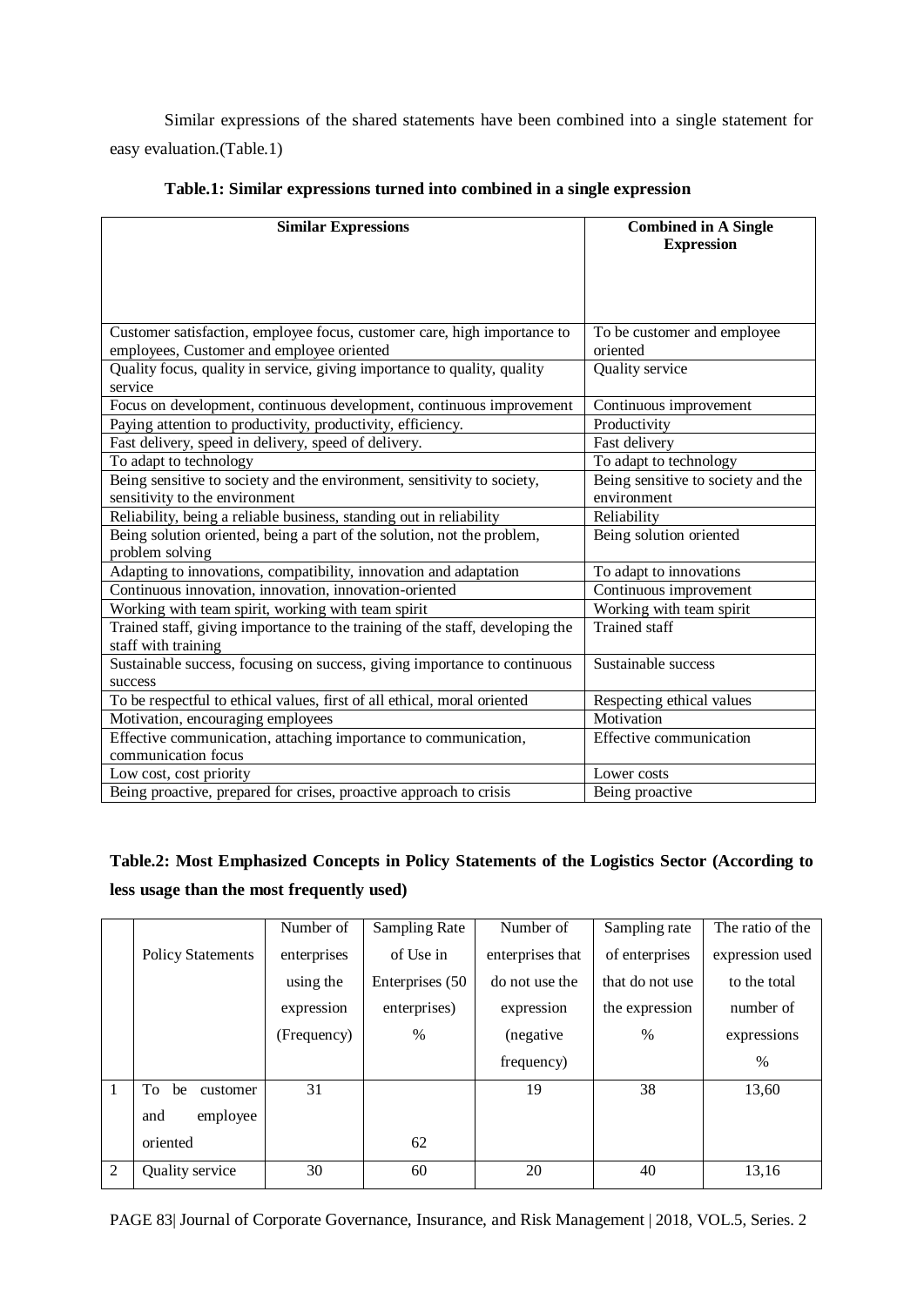Similar expressions of the shared statements have been combined into a single statement for easy evaluation.(Table.1)

**Table.1: Similar expressions turned into combined in a single expression**

| Similar Expressions | Combined in A Single Expression |
|---|---|
| Customer satisfaction, employee focus, customer care, high importance to employees, Customer and employee oriented | To be customer and employee oriented |
| Quality focus, quality in service, giving importance to quality, quality service | Quality service |
| Focus on development, continuous development, continuous improvement | Continuous improvement |
| Paying attention to productivity, productivity, efficiency. | Productivity |
| Fast delivery, speed in delivery, speed of delivery. | Fast delivery |
| To adapt to technology | To adapt to technology |
| Being sensitive to society and the environment, sensitivity to society, sensitivity to the environment | Being sensitive to society and the environment |
| Reliability, being a reliable business, standing out in reliability | Reliability |
| Being solution oriented, being a part of the solution, not the problem, problem solving | Being solution oriented |
| Adapting to innovations, compatibility, innovation and adaptation | To adapt to innovations |
| Continuous innovation, innovation, innovation-oriented | Continuous improvement |
| Working with team spirit, working with team spirit | Working with team spirit |
| Trained staff, giving importance to the training of the staff, developing the staff with training | Trained staff |
| Sustainable success, focusing on success, giving importance to continuous success | Sustainable success |
| To be respectful to ethical values, first of all ethical, moral oriented | Respecting ethical values |
| Motivation, encouraging employees | Motivation |
| Effective communication, attaching importance to communication, communication focus | Effective communication |
| Low cost, cost priority | Lower costs |
| Being proactive, prepared for crises, proactive approach to crisis | Being proactive |

**Table.2: Most Emphasized Concepts in Policy Statements of the Logistics Sector (According to less usage than the most frequently used)**

| | Policy Statements | Number of enterprises using the expression (Frequency) | Sampling Rate of Use in Enterprises (50 enterprises) % | Number of enterprises that do not use the expression (negative frequency) | Sampling rate of enterprises that do not use the expression % | The ratio of the expression used to the total number of expressions % |
|---|---|---|---|---|---|---|
| 1 | To be customer and employee oriented | 31 | 62 | 19 | 38 | 13,60 |
| 2 | Quality service | 30 | 60 | 20 | 40 | 13,16 |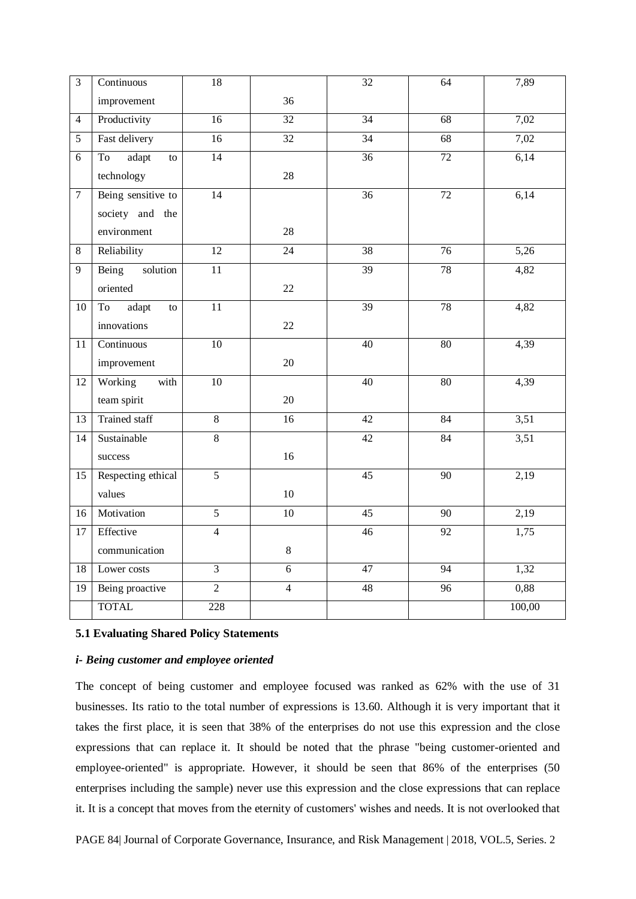| 3 | Continuous improvement | 18 | 36 | 32 | 64 | 7,89 |
|---|---|---|---|---|---|---|
| 4 | Productivity | 16 | 32 | 34 | 68 | 7,02 |
| 5 | Fast delivery | 16 | 32 | 34 | 68 | 7,02 |
| 6 | To adapt to technology | 14 | 28 | 36 | 72 | 6,14 |
| 7 | Being sensitive to society and the environment | 14 | 28 | 36 | 72 | 6,14 |
| 8 | Reliability | 12 | 24 | 38 | 76 | 5,26 |
| 9 | Being solution oriented | 11 | 22 | 39 | 78 | 4,82 |
| 10 | To adapt to innovations | 11 | 22 | 39 | 78 | 4,82 |
| 11 | Continuous improvement | 10 | 20 | 40 | 80 | 4,39 |
| 12 | Working with team spirit | 10 | 20 | 40 | 80 | 4,39 |
| 13 | Trained staff | 8 | 16 | 42 | 84 | 3,51 |
| 14 | Sustainable success | 8 | 16 | 42 | 84 | 3,51 |
| 15 | Respecting ethical values | 5 | 10 | 45 | 90 | 2,19 |
| 16 | Motivation | 5 | 10 | 45 | 90 | 2,19 |
| 17 | Effective communication | 4 | 8 | 46 | 92 | 1,75 |
| 18 | Lower costs | 3 | 6 | 47 | 94 | 1,32 |
| 19 | Being proactive | 2 | 4 | 48 | 96 | 0,88 |
| | TOTAL | 228 | | | | 100,00 |

### 5.1 Evaluating Shared Policy Statements

#### *i- Being customer and employee oriented*

The concept of being customer and employee focused was ranked as 62% with the use of 31 businesses. Its ratio to the total number of expressions is 13.60. Although it is very important that it takes the first place, it is seen that 38% of the enterprises do not use this expression and the close expressions that can replace it. It should be noted that the phrase "being customer-oriented and employee-oriented" is appropriate. However, it should be seen that 86% of the enterprises (50 enterprises including the sample) never use this expression and the close expressions that can replace it. It is a concept that moves from the eternity of customers' wishes and needs. It is not overlooked that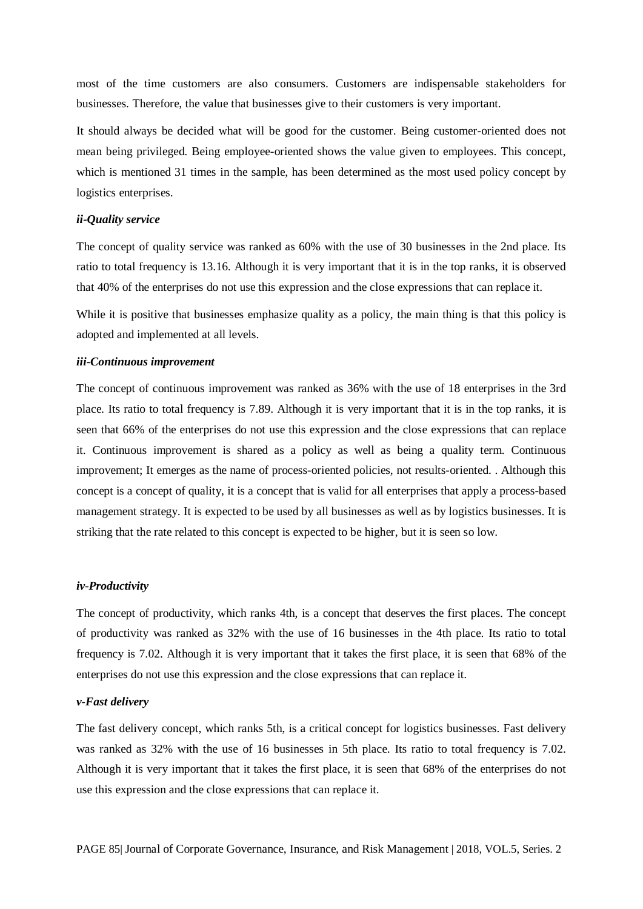most of the time customers are also consumers. Customers are indispensable stakeholders for businesses. Therefore, the value that businesses give to their customers is very important.

It should always be decided what will be good for the customer. Being customer-oriented does not mean being privileged. Being employee-oriented shows the value given to employees. This concept, which is mentioned 31 times in the sample, has been determined as the most used policy concept by logistics enterprises.

***ii-Quality service***

The concept of quality service was ranked as 60% with the use of 30 businesses in the 2nd place. Its ratio to total frequency is 13.16. Although it is very important that it is in the top ranks, it is observed that 40% of the enterprises do not use this expression and the close expressions that can replace it.

While it is positive that businesses emphasize quality as a policy, the main thing is that this policy is adopted and implemented at all levels.

***iii-Continuous improvement***

The concept of continuous improvement was ranked as 36% with the use of 18 enterprises in the 3rd place. Its ratio to total frequency is 7.89. Although it is very important that it is in the top ranks, it is seen that 66% of the enterprises do not use this expression and the close expressions that can replace it. Continuous improvement is shared as a policy as well as being a quality term. Continuous improvement; It emerges as the name of process-oriented policies, not results-oriented. . Although this concept is a concept of quality, it is a concept that is valid for all enterprises that apply a process-based management strategy. It is expected to be used by all businesses as well as by logistics businesses. It is striking that the rate related to this concept is expected to be higher, but it is seen so low.

***iv-Productivity***

The concept of productivity, which ranks 4th, is a concept that deserves the first places. The concept of productivity was ranked as 32% with the use of 16 businesses in the 4th place. Its ratio to total frequency is 7.02. Although it is very important that it takes the first place, it is seen that 68% of the enterprises do not use this expression and the close expressions that can replace it.

***v-Fast delivery***

The fast delivery concept, which ranks 5th, is a critical concept for logistics businesses. Fast delivery was ranked as 32% with the use of 16 businesses in 5th place. Its ratio to total frequency is 7.02. Although it is very important that it takes the first place, it is seen that 68% of the enterprises do not use this expression and the close expressions that can replace it.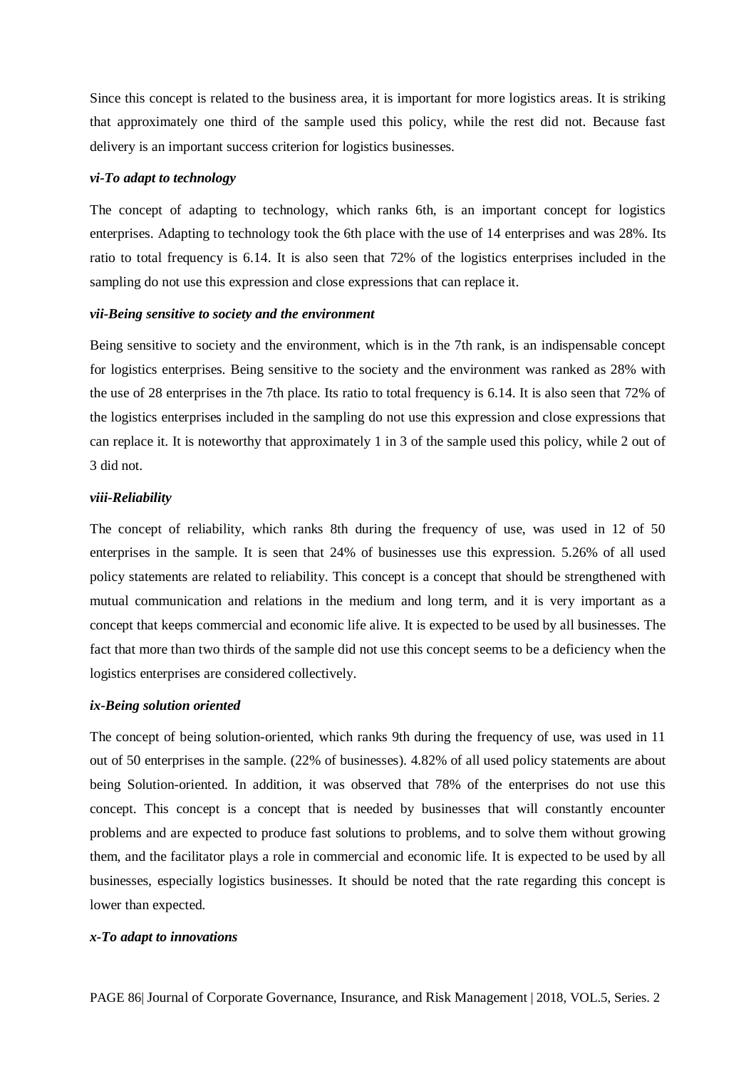Since this concept is related to the business area, it is important for more logistics areas. It is striking that approximately one third of the sample used this policy, while the rest did not. Because fast delivery is an important success criterion for logistics businesses.

***vi-To adapt to technology***

The concept of adapting to technology, which ranks 6th, is an important concept for logistics enterprises. Adapting to technology took the 6th place with the use of 14 enterprises and was 28%. Its ratio to total frequency is 6.14. It is also seen that 72% of the logistics enterprises included in the sampling do not use this expression and close expressions that can replace it.

***vii-Being sensitive to society and the environment***

Being sensitive to society and the environment, which is in the 7th rank, is an indispensable concept for logistics enterprises. Being sensitive to the society and the environment was ranked as 28% with the use of 28 enterprises in the 7th place. Its ratio to total frequency is 6.14. It is also seen that 72% of the logistics enterprises included in the sampling do not use this expression and close expressions that can replace it. It is noteworthy that approximately 1 in 3 of the sample used this policy, while 2 out of 3 did not.

***viii-Reliability***

The concept of reliability, which ranks 8th during the frequency of use, was used in 12 of 50 enterprises in the sample. It is seen that 24% of businesses use this expression. 5.26% of all used policy statements are related to reliability. This concept is a concept that should be strengthened with mutual communication and relations in the medium and long term, and it is very important as a concept that keeps commercial and economic life alive. It is expected to be used by all businesses. The fact that more than two thirds of the sample did not use this concept seems to be a deficiency when the logistics enterprises are considered collectively.

***ix-Being solution oriented***

The concept of being solution-oriented, which ranks 9th during the frequency of use, was used in 11 out of 50 enterprises in the sample. (22% of businesses). 4.82% of all used policy statements are about being Solution-oriented. In addition, it was observed that 78% of the enterprises do not use this concept. This concept is a concept that is needed by businesses that will constantly encounter problems and are expected to produce fast solutions to problems, and to solve them without growing them, and the facilitator plays a role in commercial and economic life. It is expected to be used by all businesses, especially logistics businesses. It should be noted that the rate regarding this concept is lower than expected.

***x-To adapt to innovations***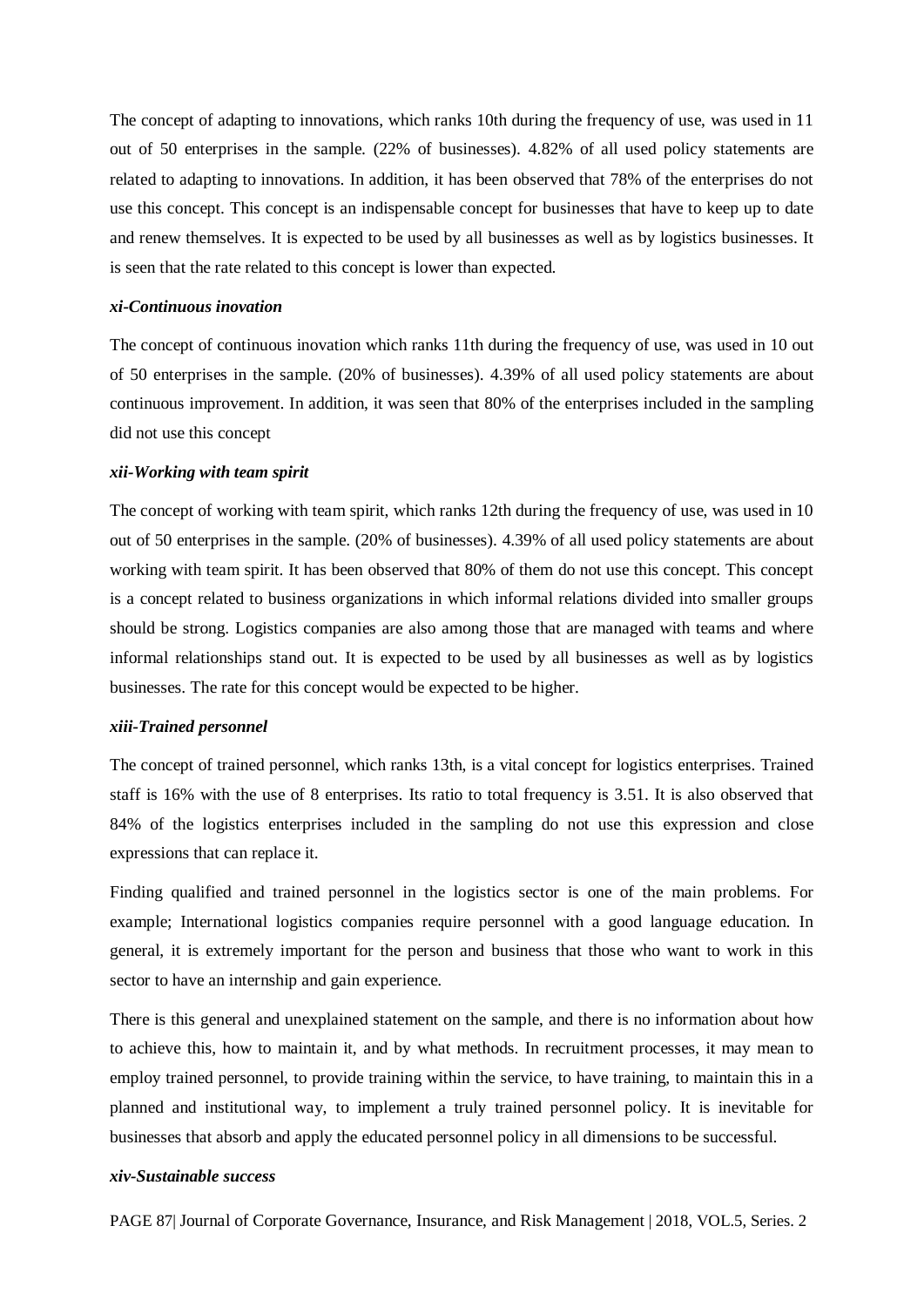The concept of adapting to innovations, which ranks 10th during the frequency of use, was used in 11 out of 50 enterprises in the sample. (22% of businesses). 4.82% of all used policy statements are related to adapting to innovations. In addition, it has been observed that 78% of the enterprises do not use this concept. This concept is an indispensable concept for businesses that have to keep up to date and renew themselves. It is expected to be used by all businesses as well as by logistics businesses. It is seen that the rate related to this concept is lower than expected.

#### *xi-Continuous inovation*

The concept of continuous inovation which ranks 11th during the frequency of use, was used in 10 out of 50 enterprises in the sample. (20% of businesses). 4.39% of all used policy statements are about continuous improvement. In addition, it was seen that 80% of the enterprises included in the sampling did not use this concept

#### *xii-Working with team spirit*

The concept of working with team spirit, which ranks 12th during the frequency of use, was used in 10 out of 50 enterprises in the sample. (20% of businesses). 4.39% of all used policy statements are about working with team spirit. It has been observed that 80% of them do not use this concept. This concept is a concept related to business organizations in which informal relations divided into smaller groups should be strong. Logistics companies are also among those that are managed with teams and where informal relationships stand out. It is expected to be used by all businesses as well as by logistics businesses. The rate for this concept would be expected to be higher.

#### *xiii-Trained personnel*

The concept of trained personnel, which ranks 13th, is a vital concept for logistics enterprises. Trained staff is 16% with the use of 8 enterprises. Its ratio to total frequency is 3.51. It is also observed that 84% of the logistics enterprises included in the sampling do not use this expression and close expressions that can replace it.

Finding qualified and trained personnel in the logistics sector is one of the main problems. For example; International logistics companies require personnel with a good language education. In general, it is extremely important for the person and business that those who want to work in this sector to have an internship and gain experience.

There is this general and unexplained statement on the sample, and there is no information about how to achieve this, how to maintain it, and by what methods. In recruitment processes, it may mean to employ trained personnel, to provide training within the service, to have training, to maintain this in a planned and institutional way, to implement a truly trained personnel policy. It is inevitable for businesses that absorb and apply the educated personnel policy in all dimensions to be successful.

#### *xiv-Sustainable success*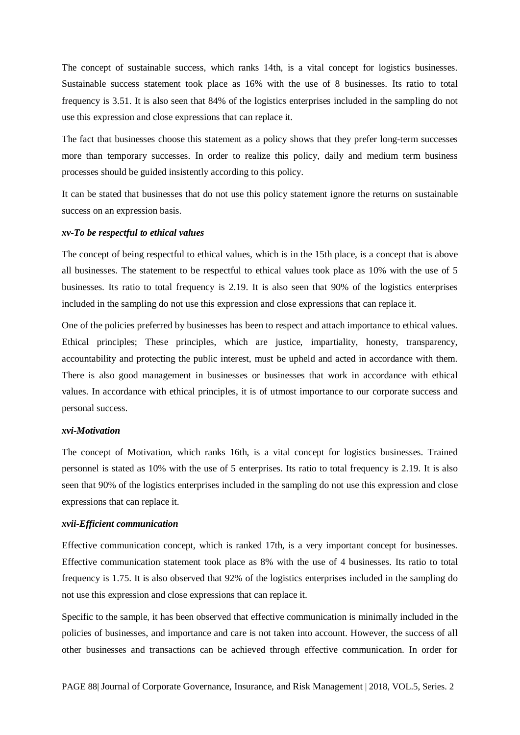The concept of sustainable success, which ranks 14th, is a vital concept for logistics businesses. Sustainable success statement took place as 16% with the use of 8 businesses. Its ratio to total frequency is 3.51. It is also seen that 84% of the logistics enterprises included in the sampling do not use this expression and close expressions that can replace it.

The fact that businesses choose this statement as a policy shows that they prefer long-term successes more than temporary successes. In order to realize this policy, daily and medium term business processes should be guided insistently according to this policy.

It can be stated that businesses that do not use this policy statement ignore the returns on sustainable success on an expression basis.

***xv-To be respectful to ethical values***

The concept of being respectful to ethical values, which is in the 15th place, is a concept that is above all businesses. The statement to be respectful to ethical values took place as 10% with the use of 5 businesses. Its ratio to total frequency is 2.19. It is also seen that 90% of the logistics enterprises included in the sampling do not use this expression and close expressions that can replace it.

One of the policies preferred by businesses has been to respect and attach importance to ethical values. Ethical principles; These principles, which are justice, impartiality, honesty, transparency, accountability and protecting the public interest, must be upheld and acted in accordance with them. There is also good management in businesses or businesses that work in accordance with ethical values. In accordance with ethical principles, it is of utmost importance to our corporate success and personal success.

***xvi-Motivation***

The concept of Motivation, which ranks 16th, is a vital concept for logistics businesses. Trained personnel is stated as 10% with the use of 5 enterprises. Its ratio to total frequency is 2.19. It is also seen that 90% of the logistics enterprises included in the sampling do not use this expression and close expressions that can replace it.

***xvii-Efficient communication***

Effective communication concept, which is ranked 17th, is a very important concept for businesses. Effective communication statement took place as 8% with the use of 4 businesses. Its ratio to total frequency is 1.75. It is also observed that 92% of the logistics enterprises included in the sampling do not use this expression and close expressions that can replace it.

Specific to the sample, it has been observed that effective communication is minimally included in the policies of businesses, and importance and care is not taken into account. However, the success of all other businesses and transactions can be achieved through effective communication. In order for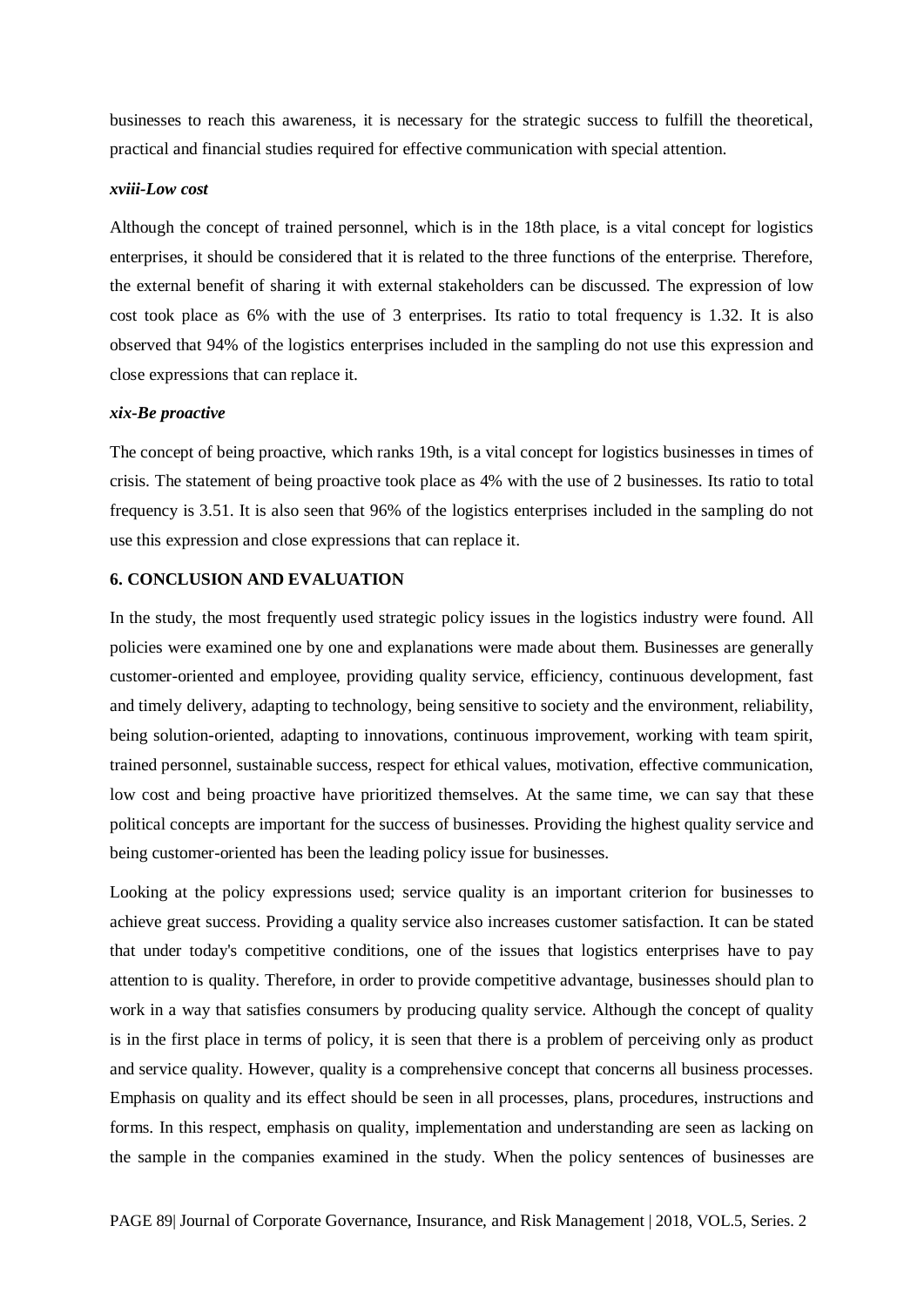businesses to reach this awareness, it is necessary for the strategic success to fulfill the theoretical, practical and financial studies required for effective communication with special attention.

***xviii-Low cost***

Although the concept of trained personnel, which is in the 18th place, is a vital concept for logistics enterprises, it should be considered that it is related to the three functions of the enterprise. Therefore, the external benefit of sharing it with external stakeholders can be discussed. The expression of low cost took place as 6% with the use of 3 enterprises. Its ratio to total frequency is 1.32. It is also observed that 94% of the logistics enterprises included in the sampling do not use this expression and close expressions that can replace it.

***xix-Be proactive***

The concept of being proactive, which ranks 19th, is a vital concept for logistics businesses in times of crisis. The statement of being proactive took place as 4% with the use of 2 businesses. Its ratio to total frequency is 3.51. It is also seen that 96% of the logistics enterprises included in the sampling do not use this expression and close expressions that can replace it.

**6. CONCLUSION AND EVALUATION**

In the study, the most frequently used strategic policy issues in the logistics industry were found. All policies were examined one by one and explanations were made about them. Businesses are generally customer-oriented and employee, providing quality service, efficiency, continuous development, fast and timely delivery, adapting to technology, being sensitive to society and the environment, reliability, being solution-oriented, adapting to innovations, continuous improvement, working with team spirit, trained personnel, sustainable success, respect for ethical values, motivation, effective communication, low cost and being proactive have prioritized themselves. At the same time, we can say that these political concepts are important for the success of businesses. Providing the highest quality service and being customer-oriented has been the leading policy issue for businesses.

Looking at the policy expressions used; service quality is an important criterion for businesses to achieve great success. Providing a quality service also increases customer satisfaction. It can be stated that under today's competitive conditions, one of the issues that logistics enterprises have to pay attention to is quality. Therefore, in order to provide competitive advantage, businesses should plan to work in a way that satisfies consumers by producing quality service. Although the concept of quality is in the first place in terms of policy, it is seen that there is a problem of perceiving only as product and service quality. However, quality is a comprehensive concept that concerns all business processes. Emphasis on quality and its effect should be seen in all processes, plans, procedures, instructions and forms. In this respect, emphasis on quality, implementation and understanding are seen as lacking on the sample in the companies examined in the study. When the policy sentences of businesses are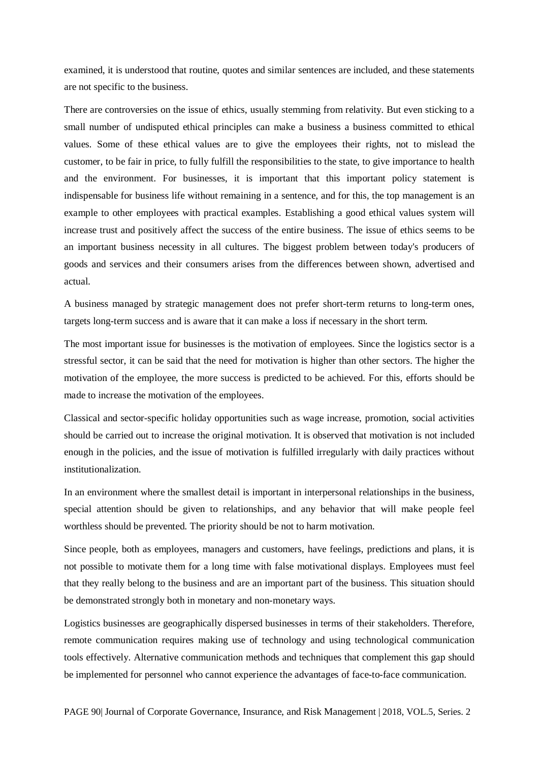examined, it is understood that routine, quotes and similar sentences are included, and these statements are not specific to the business.

There are controversies on the issue of ethics, usually stemming from relativity. But even sticking to a small number of undisputed ethical principles can make a business a business committed to ethical values. Some of these ethical values are to give the employees their rights, not to mislead the customer, to be fair in price, to fully fulfill the responsibilities to the state, to give importance to health and the environment. For businesses, it is important that this important policy statement is indispensable for business life without remaining in a sentence, and for this, the top management is an example to other employees with practical examples. Establishing a good ethical values system will increase trust and positively affect the success of the entire business. The issue of ethics seems to be an important business necessity in all cultures. The biggest problem between today's producers of goods and services and their consumers arises from the differences between shown, advertised and actual.

A business managed by strategic management does not prefer short-term returns to long-term ones, targets long-term success and is aware that it can make a loss if necessary in the short term.

The most important issue for businesses is the motivation of employees. Since the logistics sector is a stressful sector, it can be said that the need for motivation is higher than other sectors. The higher the motivation of the employee, the more success is predicted to be achieved. For this, efforts should be made to increase the motivation of the employees.

Classical and sector-specific holiday opportunities such as wage increase, promotion, social activities should be carried out to increase the original motivation. It is observed that motivation is not included enough in the policies, and the issue of motivation is fulfilled irregularly with daily practices without institutionalization.

In an environment where the smallest detail is important in interpersonal relationships in the business, special attention should be given to relationships, and any behavior that will make people feel worthless should be prevented. The priority should be not to harm motivation.

Since people, both as employees, managers and customers, have feelings, predictions and plans, it is not possible to motivate them for a long time with false motivational displays. Employees must feel that they really belong to the business and are an important part of the business. This situation should be demonstrated strongly both in monetary and non-monetary ways.

Logistics businesses are geographically dispersed businesses in terms of their stakeholders. Therefore, remote communication requires making use of technology and using technological communication tools effectively. Alternative communication methods and techniques that complement this gap should be implemented for personnel who cannot experience the advantages of face-to-face communication.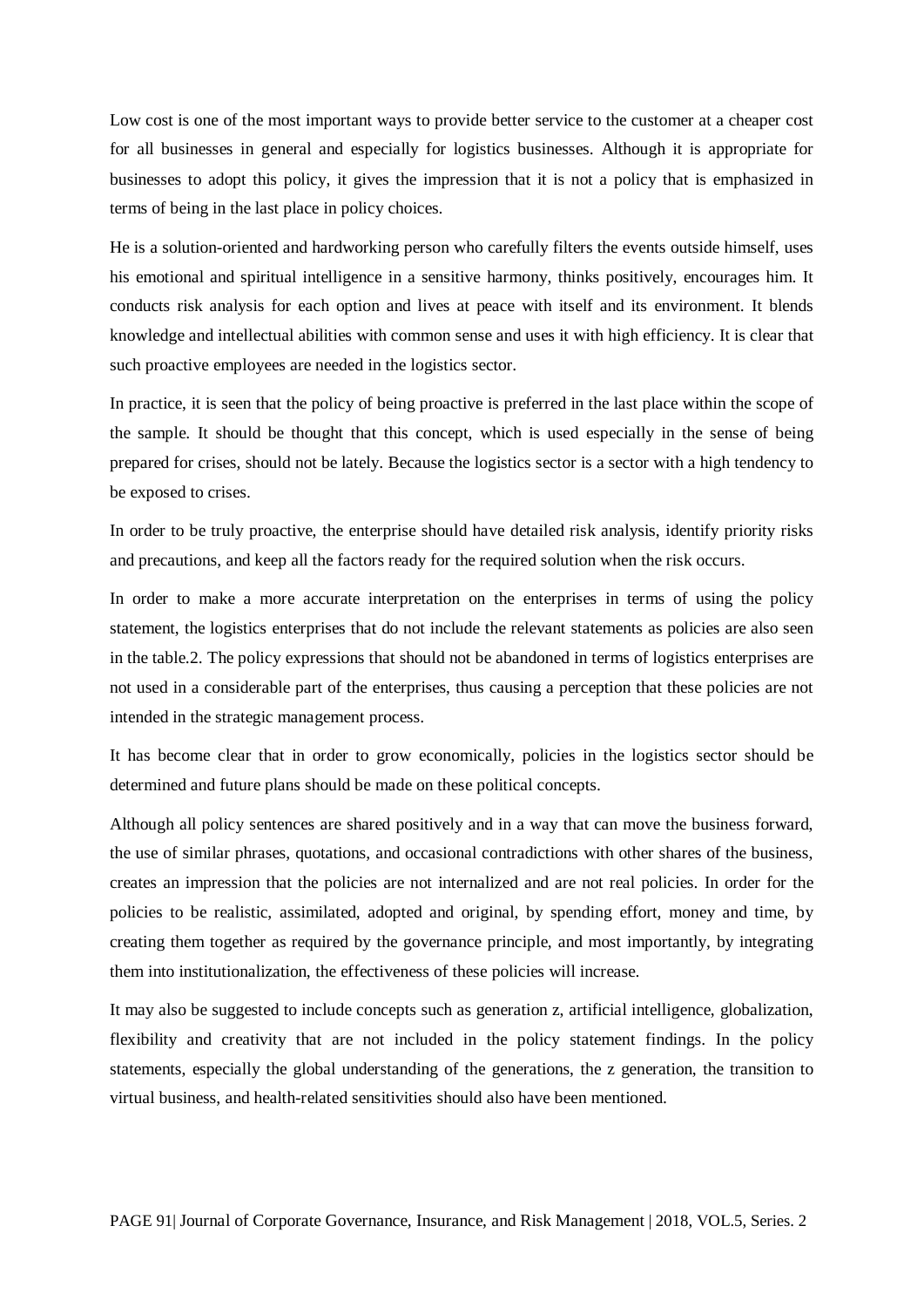Low cost is one of the most important ways to provide better service to the customer at a cheaper cost for all businesses in general and especially for logistics businesses. Although it is appropriate for businesses to adopt this policy, it gives the impression that it is not a policy that is emphasized in terms of being in the last place in policy choices.

He is a solution-oriented and hardworking person who carefully filters the events outside himself, uses his emotional and spiritual intelligence in a sensitive harmony, thinks positively, encourages him. It conducts risk analysis for each option and lives at peace with itself and its environment. It blends knowledge and intellectual abilities with common sense and uses it with high efficiency. It is clear that such proactive employees are needed in the logistics sector.

In practice, it is seen that the policy of being proactive is preferred in the last place within the scope of the sample. It should be thought that this concept, which is used especially in the sense of being prepared for crises, should not be lately. Because the logistics sector is a sector with a high tendency to be exposed to crises.

In order to be truly proactive, the enterprise should have detailed risk analysis, identify priority risks and precautions, and keep all the factors ready for the required solution when the risk occurs.

In order to make a more accurate interpretation on the enterprises in terms of using the policy statement, the logistics enterprises that do not include the relevant statements as policies are also seen in the table.2. The policy expressions that should not be abandoned in terms of logistics enterprises are not used in a considerable part of the enterprises, thus causing a perception that these policies are not intended in the strategic management process.

It has become clear that in order to grow economically, policies in the logistics sector should be determined and future plans should be made on these political concepts.

Although all policy sentences are shared positively and in a way that can move the business forward, the use of similar phrases, quotations, and occasional contradictions with other shares of the business, creates an impression that the policies are not internalized and are not real policies. In order for the policies to be realistic, assimilated, adopted and original, by spending effort, money and time, by creating them together as required by the governance principle, and most importantly, by integrating them into institutionalization, the effectiveness of these policies will increase.

It may also be suggested to include concepts such as generation z, artificial intelligence, globalization, flexibility and creativity that are not included in the policy statement findings. In the policy statements, especially the global understanding of the generations, the z generation, the transition to virtual business, and health-related sensitivities should also have been mentioned.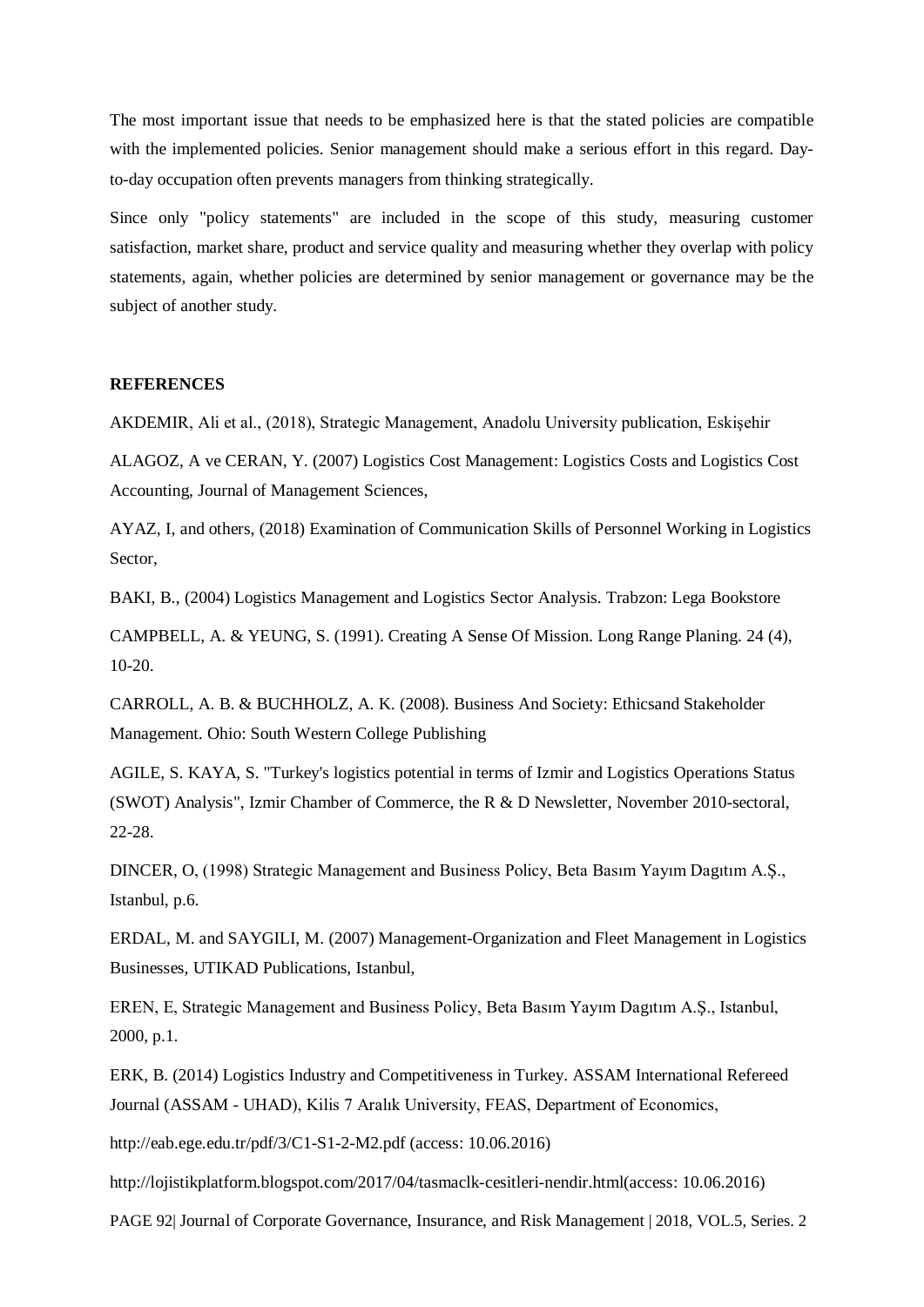The most important issue that needs to be emphasized here is that the stated policies are compatible with the implemented policies. Senior management should make a serious effort in this regard. Day-to-day occupation often prevents managers from thinking strategically.

Since only "policy statements" are included in the scope of this study, measuring customer satisfaction, market share, product and service quality and measuring whether they overlap with policy statements, again, whether policies are determined by senior management or governance may be the subject of another study.

**REFERENCES**

AKDEMIR, Ali et al., (2018), Strategic Management, Anadolu University publication, Eskişehir

ALAGOZ, A ve CERAN, Y. (2007) Logistics Cost Management: Logistics Costs and Logistics Cost Accounting, Journal of Management Sciences,

AYAZ, I, and others, (2018) Examination of Communication Skills of Personnel Working in Logistics Sector,

BAKI, B., (2004) Logistics Management and Logistics Sector Analysis. Trabzon: Lega Bookstore

CAMPBELL, A. & YEUNG, S. (1991). Creating A Sense Of Mission. Long Range Planing. 24 (4), 10-20.

CARROLL, A. B. & BUCHHOLZ, A. K. (2008). Business And Society: Ethicsand Stakeholder Management. Ohio: South Western College Publishing

AGILE, S. KAYA, S. "Turkey's logistics potential in terms of Izmir and Logistics Operations Status (SWOT) Analysis", Izmir Chamber of Commerce, the R & D Newsletter, November 2010-sectoral, 22-28.

DINCER, O, (1998) Strategic Management and Business Policy, Beta Basım Yayım Dagıtım A.Ş., Istanbul, p.6.

ERDAL, M. and SAYGILI, M. (2007) Management-Organization and Fleet Management in Logistics Businesses, UTIKAD Publications, Istanbul,

EREN, E, Strategic Management and Business Policy, Beta Basım Yayım Dagıtım A.Ş., Istanbul, 2000, p.1.

ERK, B. (2014) Logistics Industry and Competitiveness in Turkey. ASSAM International Refereed Journal (ASSAM - UHAD), Kilis 7 Aralık University, FEAS, Department of Economics,

http://eab.ege.edu.tr/pdf/3/C1-S1-2-M2.pdf (access: 10.06.2016)

http://lojistikplatform.blogspot.com/2017/04/tasmaclk-cesitleri-nendir.html(access: 10.06.2016)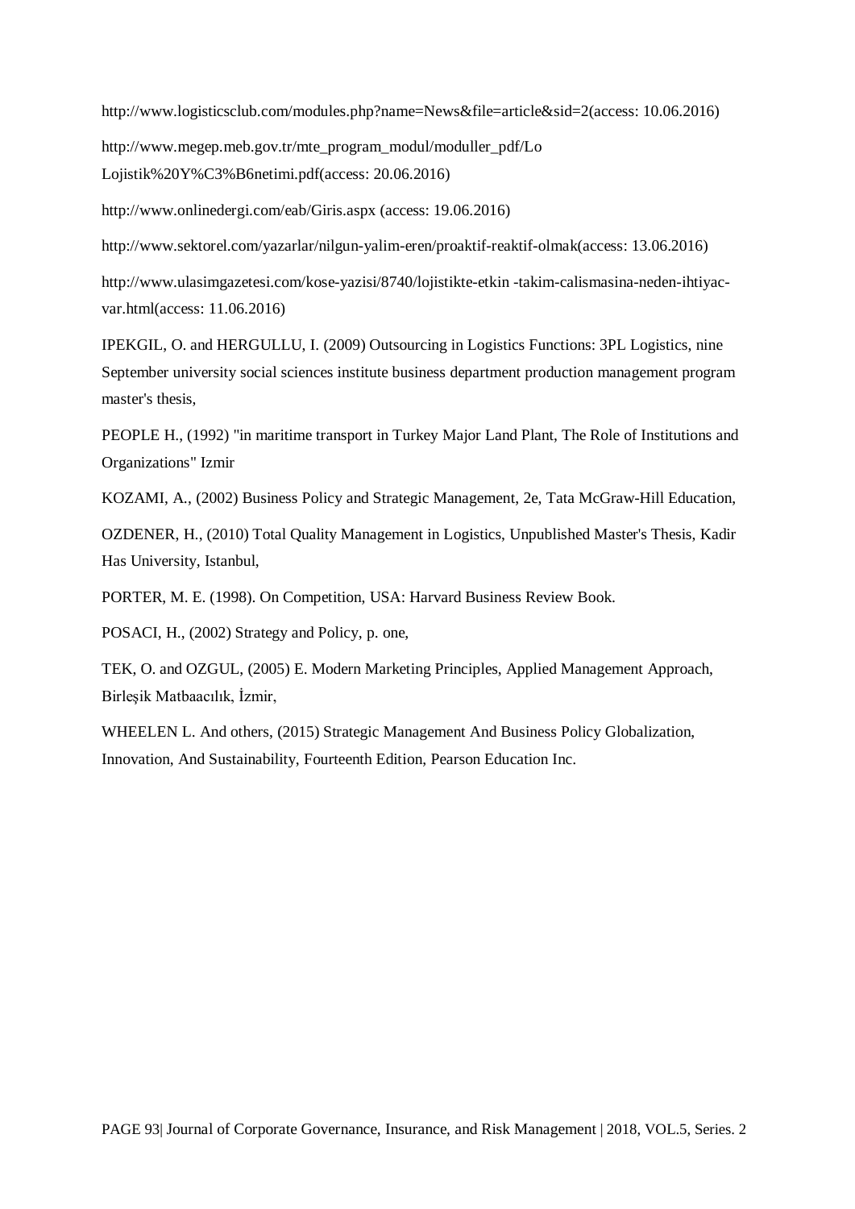http://www.logisticsclub.com/modules.php?name=News&file=article&sid=2(access: 10.06.2016)

http://www.megep.meb.gov.tr/mte_program_modul/moduller_pdf/Lo Lojistik%20Y%C3%B6netimi.pdf(access: 20.06.2016)

http://www.onlinedergi.com/eab/Giris.aspx (access: 19.06.2016)

http://www.sektorel.com/yazarlar/nilgun-yalim-eren/proaktif-reaktif-olmak(access: 13.06.2016)

http://www.ulasimgazetesi.com/kose-yazisi/8740/lojistikte-etkin -takim-calismasina-neden-ihtiyac-var.html(access: 11.06.2016)

IPEKGIL, O. and HERGULLU, I. (2009) Outsourcing in Logistics Functions: 3PL Logistics, nine September university social sciences institute business department production management program master's thesis,

PEOPLE H., (1992) "in maritime transport in Turkey Major Land Plant, The Role of Institutions and Organizations" Izmir

KOZAMI, A., (2002) Business Policy and Strategic Management, 2e, Tata McGraw-Hill Education,

OZDENER, H., (2010) Total Quality Management in Logistics, Unpublished Master's Thesis, Kadir Has University, Istanbul,

PORTER, M. E. (1998). On Competition, USA: Harvard Business Review Book.

POSACI, H., (2002) Strategy and Policy, p. one,

TEK, O. and OZGUL, (2005) E. Modern Marketing Principles, Applied Management Approach, Birleşik Matbaacılık, İzmir,

WHEELEN L. And others, (2015) Strategic Management And Business Policy Globalization, Innovation, And Sustainability, Fourteenth Edition, Pearson Education Inc.